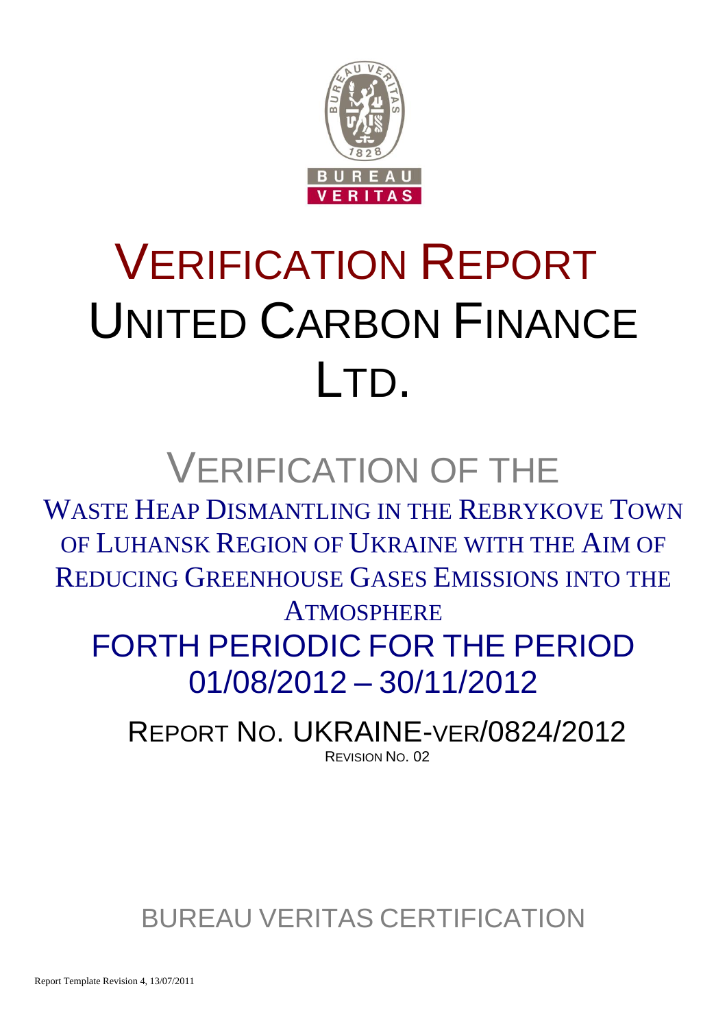BUREAU VERITAS

1828

# VERIFICATION REPORT
# UNITED CARBON FINANCE LTD.

## VERIFICATION OF THE

WASTE HEAP DISMANTLING IN THE REBRYKOVE TOWN OF LUHANSK REGION OF UKRAINE WITH THE AIM OF REDUCING GREENHOUSE GASES EMISSIONS INTO THE ATMOSPHERE

## FORTH PERIODIC FOR THE PERIOD 01/08/2012 – 30/11/2012

REPORT NO. UKRAINE-VER/0824/2012

REVISION NO. 02

BUREAU VERITAS CERTIFICATION

Report Template Revision 4, 13/07/2011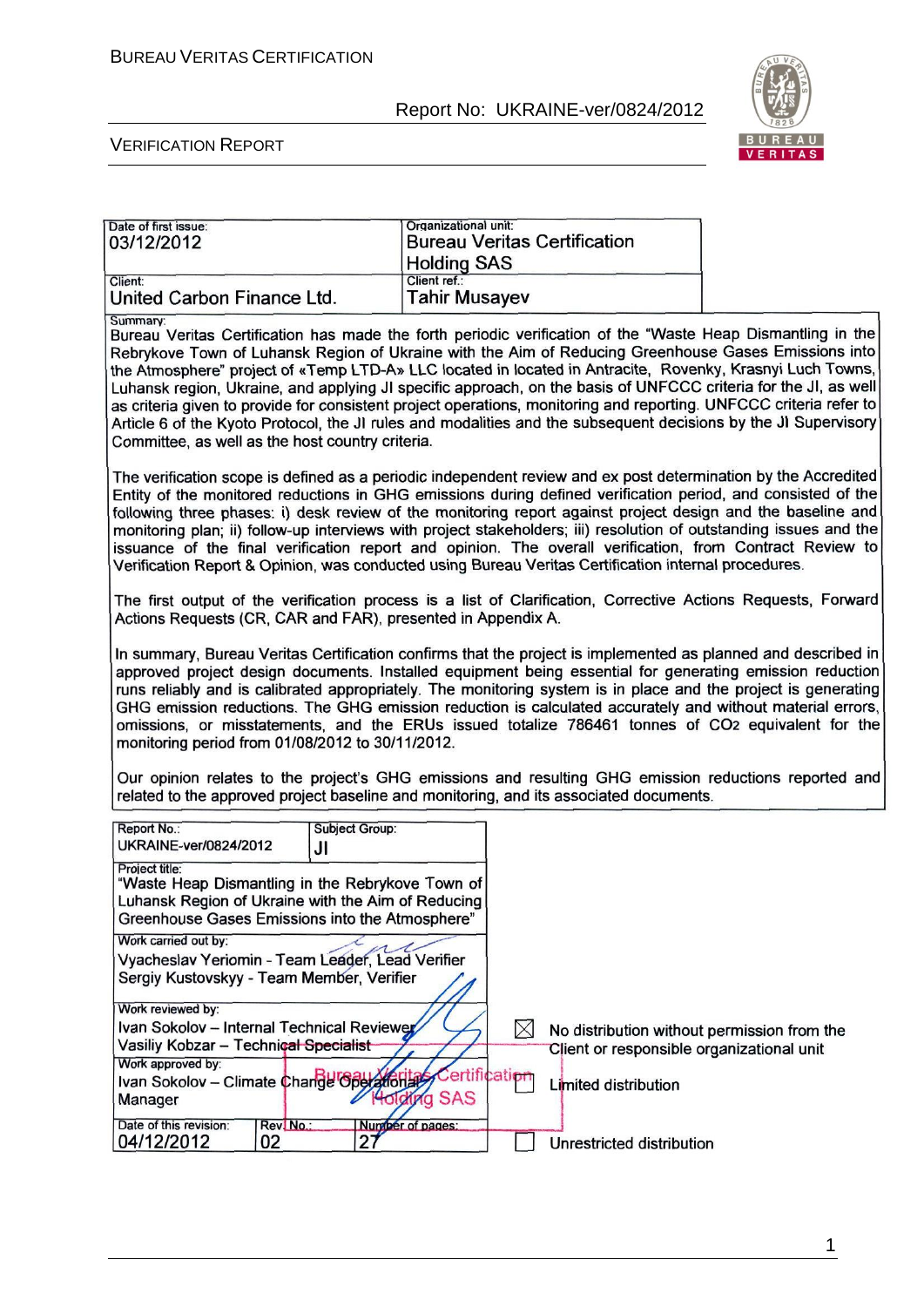| Date of first issue: | Organizational unit: |
|---|---|
| 03/12/2012 | Bureau Veritas Certification Holding SAS |
| Client: | Client ref.: |
| United Carbon Finance Ltd. | Tahir Musayev |

Summary:

Bureau Veritas Certification has made the forth periodic verification of the "Waste Heap Dismantling in the Rebrykove Town of Luhansk Region of Ukraine with the Aim of Reducing Greenhouse Gases Emissions into the Atmosphere" project of «Temp LTD-A» LLC located in located in Antracite, Rovenky, Krasnyi Luch Towns, Luhansk region, Ukraine, and applying JI specific approach, on the basis of UNFCCC criteria for the JI, as well as criteria given to provide for consistent project operations, monitoring and reporting. UNFCCC criteria refer to Article 6 of the Kyoto Protocol, the JI rules and modalities and the subsequent decisions by the JI Supervisory Committee, as well as the host country criteria.

The verification scope is defined as a periodic independent review and ex post determination by the Accredited Entity of the monitored reductions in GHG emissions during defined verification period, and consisted of the following three phases: i) desk review of the monitoring report against project design and the baseline and monitoring plan; ii) follow-up interviews with project stakeholders; iii) resolution of outstanding issues and the issuance of the final verification report and opinion. The overall verification, from Contract Review to Verification Report & Opinion, was conducted using Bureau Veritas Certification internal procedures.

The first output of the verification process is a list of Clarification, Corrective Actions Requests, Forward Actions Requests (CR, CAR and FAR), presented in Appendix A.

In summary, Bureau Veritas Certification confirms that the project is implemented as planned and described in approved project design documents. Installed equipment being essential for generating emission reduction runs reliably and is calibrated appropriately. The monitoring system is in place and the project is generating GHG emission reductions. The GHG emission reduction is calculated accurately and without material errors, omissions, or misstatements, and the ERUs issued totalize 786461 tonnes of $CO_2$ equivalent for the monitoring period from 01/08/2012 to 30/11/2012.

Our opinion relates to the project's GHG emissions and resulting GHG emission reductions reported and related to the approved project baseline and monitoring, and its associated documents.

| Report No.: | Subject Group: |
|---|---|
| UKRAINE-ver/0824/2012 | JI |

Project title:
"Waste Heap Dismantling in the Rebrykove Town of Luhansk Region of Ukraine with the Aim of Reducing Greenhouse Gases Emissions into the Atmosphere"

Work carried out by:
Vyacheslav Yeriomin - Team Leader, Lead Verifier
Sergiy Kustovskyy - Team Member, Verifier

Work reviewed by:
Ivan Sokolov – Internal Technical Reviewer
Vasiliy Kobzar – Technical Specialist

Work approved by:
Ivan Sokolov – Climate Change Operational Manager

| Date of this revision: | Rev. No.: | Number of pages: |
|---|---|---|
| 04/12/2012 | 02 | 27 |

- ☒ No distribution without permission from the Client or responsible organizational unit
- ☐ Limited distribution
- ☐ Unrestricted distribution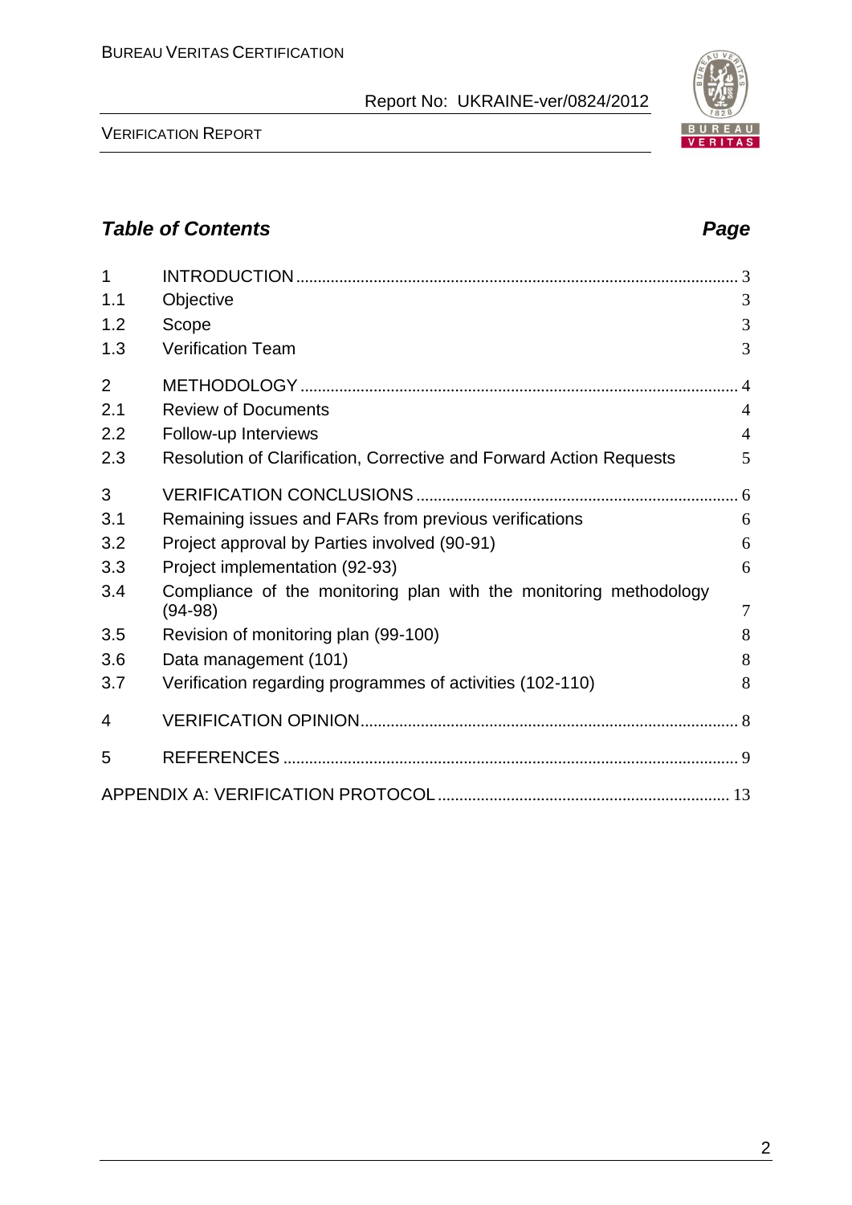## *Table of Contents* *Page*

| | | |
|---|---|---|
| 1 | INTRODUCTION | 3 |
| 1.1 | Objective | 3 |
| 1.2 | Scope | 3 |
| 1.3 | Verification Team | 3 |
| 2 | METHODOLOGY | 4 |
| 2.1 | Review of Documents | 4 |
| 2.2 | Follow-up Interviews | 4 |
| 2.3 | Resolution of Clarification, Corrective and Forward Action Requests | 5 |
| 3 | VERIFICATION CONCLUSIONS | 6 |
| 3.1 | Remaining issues and FARs from previous verifications | 6 |
| 3.2 | Project approval by Parties involved (90-91) | 6 |
| 3.3 | Project implementation (92-93) | 6 |
| 3.4 | Compliance of the monitoring plan with the monitoring methodology (94-98) | 7 |
| 3.5 | Revision of monitoring plan (99-100) | 8 |
| 3.6 | Data management (101) | 8 |
| 3.7 | Verification regarding programmes of activities (102-110) | 8 |
| 4 | VERIFICATION OPINION | 8 |
| 5 | REFERENCES | 9 |
| | APPENDIX A: VERIFICATION PROTOCOL | 13 |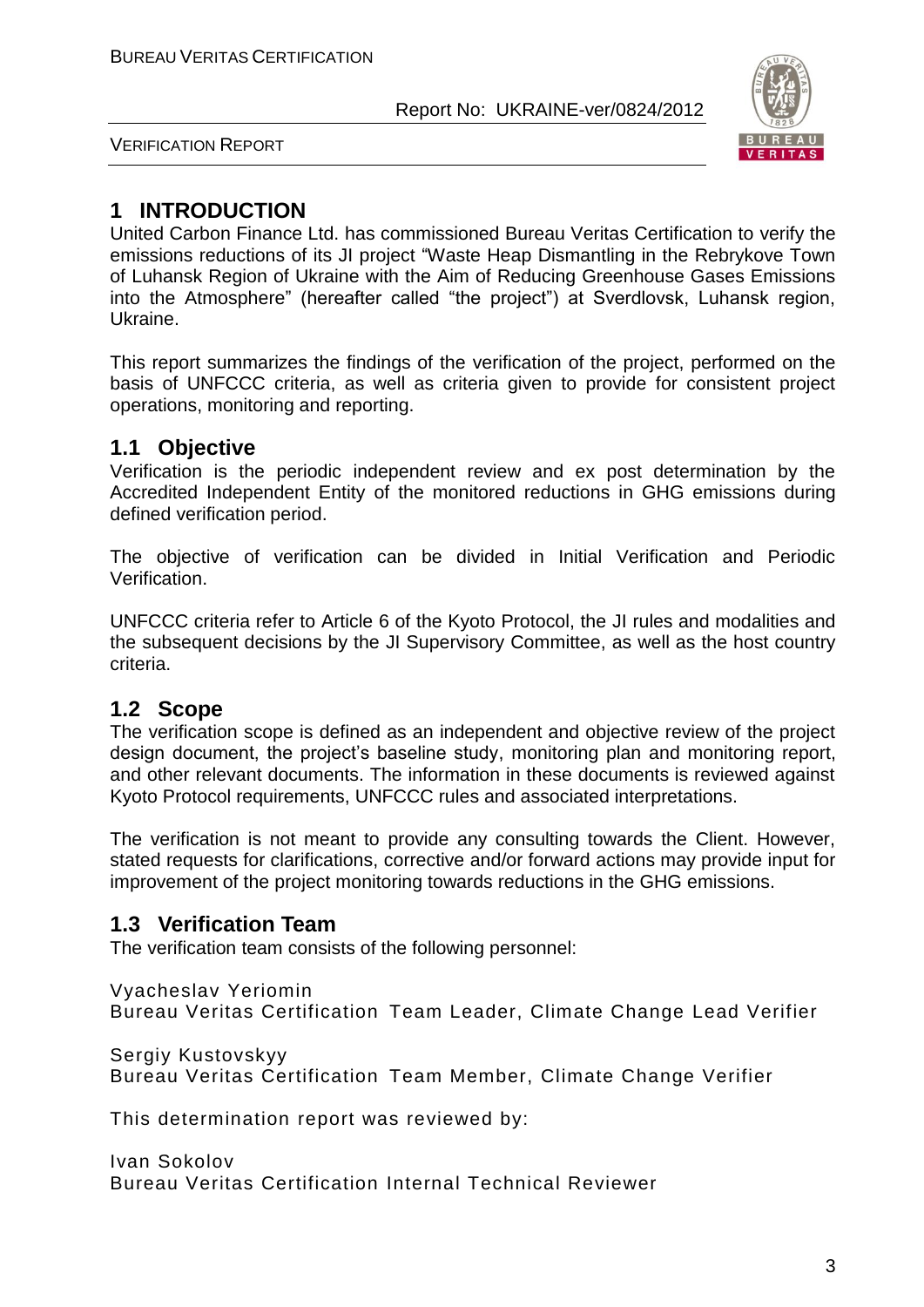# 1 INTRODUCTION

United Carbon Finance Ltd. has commissioned Bureau Veritas Certification to verify the emissions reductions of its JI project "Waste Heap Dismantling in the Rebrykove Town of Luhansk Region of Ukraine with the Aim of Reducing Greenhouse Gases Emissions into the Atmosphere" (hereafter called "the project") at Sverdlovsk, Luhansk region, Ukraine.

This report summarizes the findings of the verification of the project, performed on the basis of UNFCCC criteria, as well as criteria given to provide for consistent project operations, monitoring and reporting.

## 1.1 Objective

Verification is the periodic independent review and ex post determination by the Accredited Independent Entity of the monitored reductions in GHG emissions during defined verification period.

The objective of verification can be divided in Initial Verification and Periodic Verification.

UNFCCC criteria refer to Article 6 of the Kyoto Protocol, the JI rules and modalities and the subsequent decisions by the JI Supervisory Committee, as well as the host country criteria.

## 1.2 Scope

The verification scope is defined as an independent and objective review of the project design document, the project's baseline study, monitoring plan and monitoring report, and other relevant documents. The information in these documents is reviewed against Kyoto Protocol requirements, UNFCCC rules and associated interpretations.

The verification is not meant to provide any consulting towards the Client. However, stated requests for clarifications, corrective and/or forward actions may provide input for improvement of the project monitoring towards reductions in the GHG emissions.

## 1.3 Verification Team

The verification team consists of the following personnel:

Vyacheslav Yeriomin
Bureau Veritas Certification Team Leader, Climate Change Lead Verifier

Sergiy Kustovskyy
Bureau Veritas Certification Team Member, Climate Change Verifier

This determination report was reviewed by:

Ivan Sokolov
Bureau Veritas Certification Internal Technical Reviewer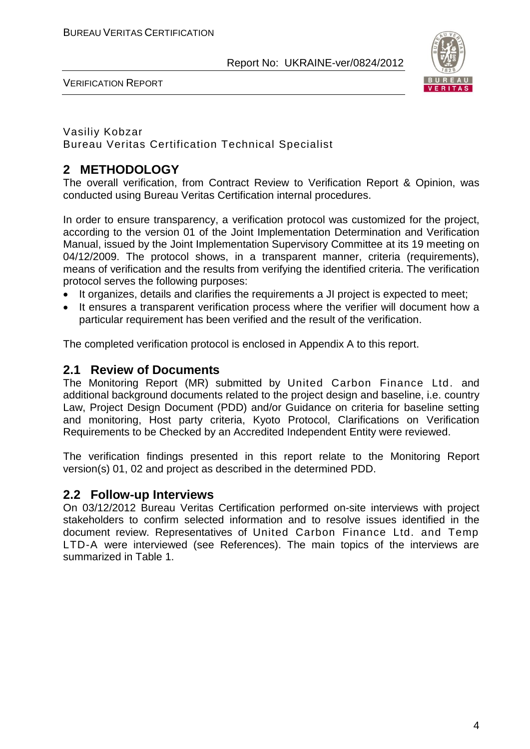Vasiliy Kobzar
Bureau Veritas Certification Technical Specialist

## 2 METHODOLOGY

The overall verification, from Contract Review to Verification Report & Opinion, was conducted using Bureau Veritas Certification internal procedures.

In order to ensure transparency, a verification protocol was customized for the project, according to the version 01 of the Joint Implementation Determination and Verification Manual, issued by the Joint Implementation Supervisory Committee at its 19 meeting on 04/12/2009. The protocol shows, in a transparent manner, criteria (requirements), means of verification and the results from verifying the identified criteria. The verification protocol serves the following purposes:

- It organizes, details and clarifies the requirements a JI project is expected to meet;
- It ensures a transparent verification process where the verifier will document how a particular requirement has been verified and the result of the verification.

The completed verification protocol is enclosed in Appendix A to this report.

### 2.1 Review of Documents

The Monitoring Report (MR) submitted by United Carbon Finance Ltd. and additional background documents related to the project design and baseline, i.e. country Law, Project Design Document (PDD) and/or Guidance on criteria for baseline setting and monitoring, Host party criteria, Kyoto Protocol, Clarifications on Verification Requirements to be Checked by an Accredited Independent Entity were reviewed.

The verification findings presented in this report relate to the Monitoring Report version(s) 01, 02 and project as described in the determined PDD.

### 2.2 Follow-up Interviews

On 03/12/2012 Bureau Veritas Certification performed on-site interviews with project stakeholders to confirm selected information and to resolve issues identified in the document review. Representatives of United Carbon Finance Ltd. and Temp LTD-A were interviewed (see References). The main topics of the interviews are summarized in Table 1.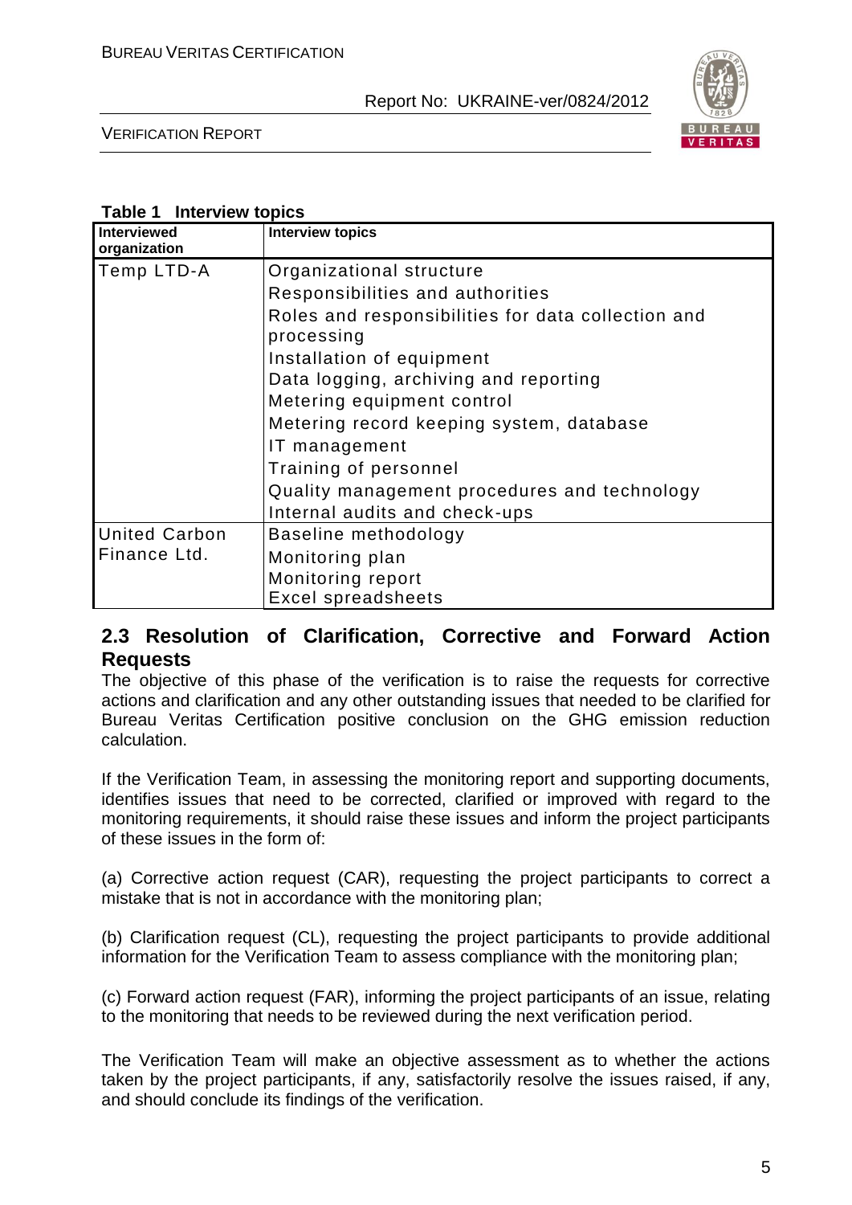**Table 1 Interview topics**

| Interviewed organization | Interview topics |
|---|---|
| Temp LTD-A | Organizational structure<br>Responsibilities and authorities<br>Roles and responsibilities for data collection and processing<br>Installation of equipment<br>Data logging, archiving and reporting<br>Metering equipment control<br>Metering record keeping system, database<br>IT management<br>Training of personnel<br>Quality management procedures and technology<br>Internal audits and check-ups |
| United Carbon Finance Ltd. | Baseline methodology<br>Monitoring plan<br>Monitoring report<br>Excel spreadsheets |

## 2.3 Resolution of Clarification, Corrective and Forward Action Requests

The objective of this phase of the verification is to raise the requests for corrective actions and clarification and any other outstanding issues that needed to be clarified for Bureau Veritas Certification positive conclusion on the GHG emission reduction calculation.

If the Verification Team, in assessing the monitoring report and supporting documents, identifies issues that need to be corrected, clarified or improved with regard to the monitoring requirements, it should raise these issues and inform the project participants of these issues in the form of:

(a) Corrective action request (CAR), requesting the project participants to correct a mistake that is not in accordance with the monitoring plan;

(b) Clarification request (CL), requesting the project participants to provide additional information for the Verification Team to assess compliance with the monitoring plan;

(c) Forward action request (FAR), informing the project participants of an issue, relating to the monitoring that needs to be reviewed during the next verification period.

The Verification Team will make an objective assessment as to whether the actions taken by the project participants, if any, satisfactorily resolve the issues raised, if any, and should conclude its findings of the verification.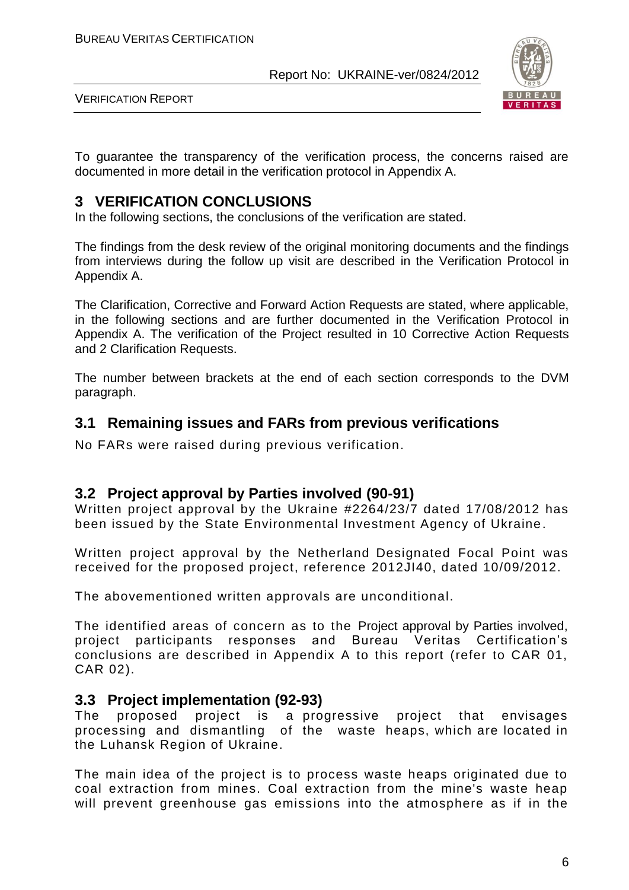To guarantee the transparency of the verification process, the concerns raised are documented in more detail in the verification protocol in Appendix A.

# 3 VERIFICATION CONCLUSIONS

In the following sections, the conclusions of the verification are stated.

The findings from the desk review of the original monitoring documents and the findings from interviews during the follow up visit are described in the Verification Protocol in Appendix A.

The Clarification, Corrective and Forward Action Requests are stated, where applicable, in the following sections and are further documented in the Verification Protocol in Appendix A. The verification of the Project resulted in 10 Corrective Action Requests and 2 Clarification Requests.

The number between brackets at the end of each section corresponds to the DVM paragraph.

## 3.1 Remaining issues and FARs from previous verifications

No FARs were raised during previous verification.

## 3.2 Project approval by Parties involved (90-91)

Written project approval by the Ukraine #2264/23/7 dated 17/08/2012 has been issued by the State Environmental Investment Agency of Ukraine.

Written project approval by the Netherland Designated Focal Point was received for the proposed project, reference 2012JI40, dated 10/09/2012.

The abovementioned written approvals are unconditional.

The identified areas of concern as to the Project approval by Parties involved, project participants responses and Bureau Veritas Certification's conclusions are described in Appendix A to this report (refer to CAR 01, CAR 02).

## 3.3 Project implementation (92-93)

The proposed project is a progressive project that envisages processing and dismantling of the waste heaps, which are located in the Luhansk Region of Ukraine.

The main idea of the project is to process waste heaps originated due to coal extraction from mines. Coal extraction from the mine's waste heap will prevent greenhouse gas emissions into the atmosphere as if in the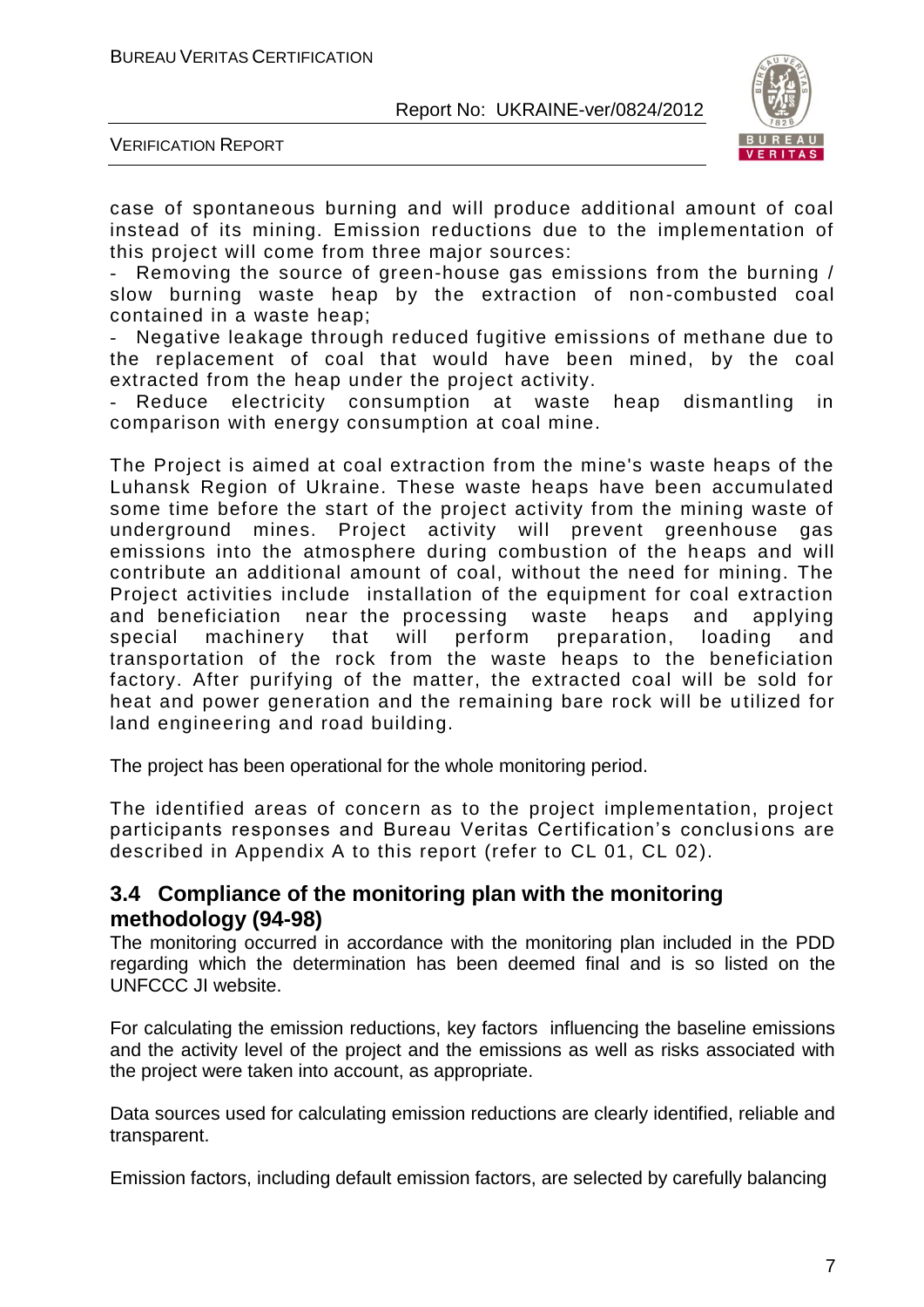case of spontaneous burning and will produce additional amount of coal instead of its mining. Emission reductions due to the implementation of this project will come from three major sources:

- Removing the source of green-house gas emissions from the burning / slow burning waste heap by the extraction of non-combusted coal contained in a waste heap;
- Negative leakage through reduced fugitive emissions of methane due to the replacement of coal that would have been mined, by the coal extracted from the heap under the project activity.
- Reduce electricity consumption at waste heap dismantling in comparison with energy consumption at coal mine.

The Project is aimed at coal extraction from the mine's waste heaps of the Luhansk Region of Ukraine. These waste heaps have been accumulated some time before the start of the project activity from the mining waste of underground mines. Project activity will prevent greenhouse gas emissions into the atmosphere during combustion of the heaps and will contribute an additional amount of coal, without the need for mining. The Project activities include installation of the equipment for coal extraction and beneficiation near the processing waste heaps and applying special machinery that will perform preparation, loading and transportation of the rock from the waste heaps to the beneficiation factory. After purifying of the matter, the extracted coal will be sold for heat and power generation and the remaining bare rock will be utilized for land engineering and road building.

The project has been operational for the whole monitoring period.

The identified areas of concern as to the project implementation, project participants responses and Bureau Veritas Certification's conclusions are described in Appendix A to this report (refer to CL 01, CL 02).

## 3.4 Compliance of the monitoring plan with the monitoring methodology (94-98)

The monitoring occurred in accordance with the monitoring plan included in the PDD regarding which the determination has been deemed final and is so listed on the UNFCCC JI website.

For calculating the emission reductions, key factors influencing the baseline emissions and the activity level of the project and the emissions as well as risks associated with the project were taken into account, as appropriate.

Data sources used for calculating emission reductions are clearly identified, reliable and transparent.

Emission factors, including default emission factors, are selected by carefully balancing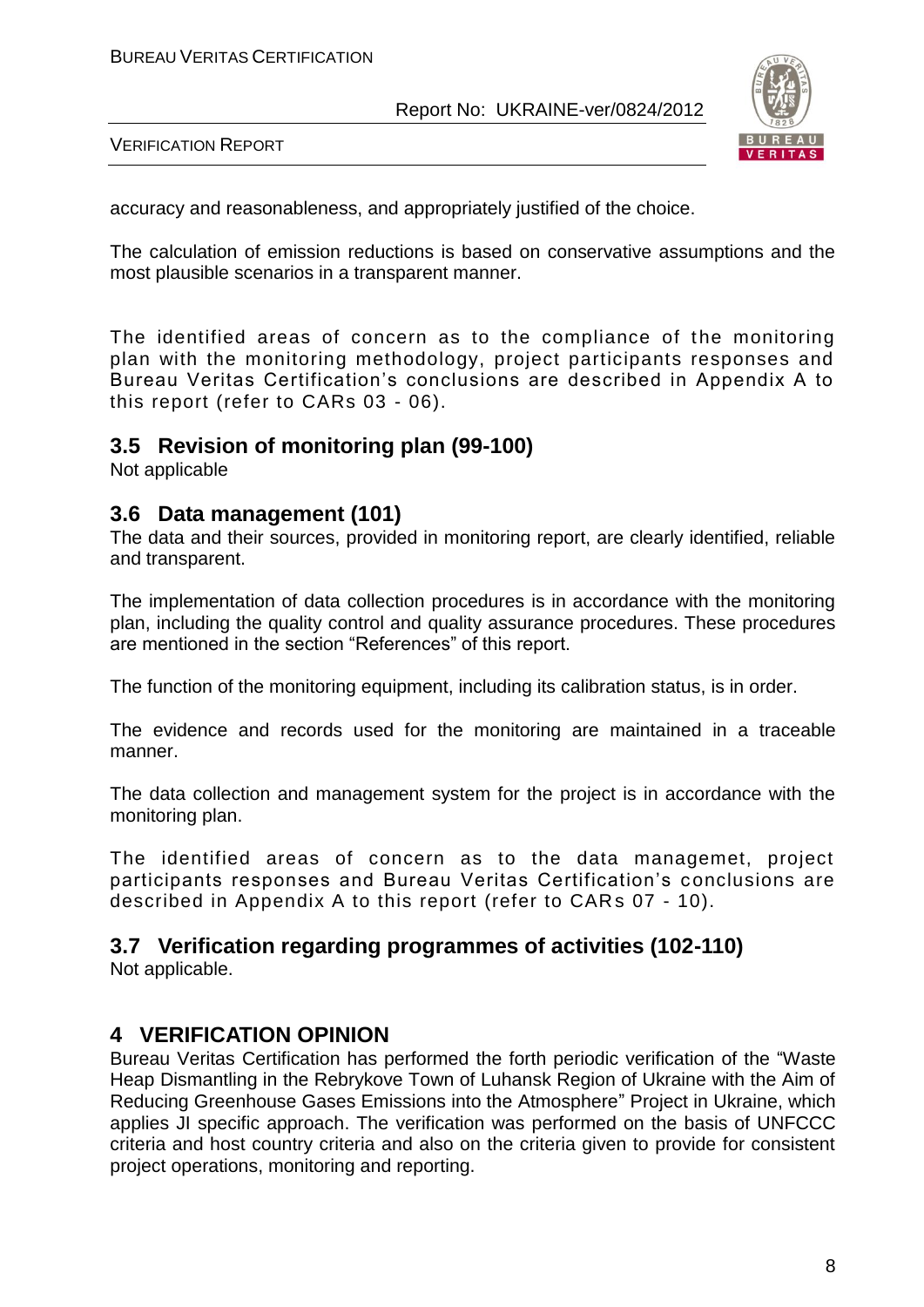accuracy and reasonableness, and appropriately justified of the choice.

The calculation of emission reductions is based on conservative assumptions and the most plausible scenarios in a transparent manner.

The identified areas of concern as to the compliance of the monitoring plan with the monitoring methodology, project participants responses and Bureau Veritas Certification's conclusions are described in Appendix A to this report (refer to CARs 03 - 06).

## 3.5 Revision of monitoring plan (99-100)

Not applicable

## 3.6 Data management (101)

The data and their sources, provided in monitoring report, are clearly identified, reliable and transparent.

The implementation of data collection procedures is in accordance with the monitoring plan, including the quality control and quality assurance procedures. These procedures are mentioned in the section "References" of this report.

The function of the monitoring equipment, including its calibration status, is in order.

The evidence and records used for the monitoring are maintained in a traceable manner.

The data collection and management system for the project is in accordance with the monitoring plan.

The identified areas of concern as to the data managemet, project participants responses and Bureau Veritas Certification's conclusions are described in Appendix A to this report (refer to CARs 07 - 10).

## 3.7 Verification regarding programmes of activities (102-110)

Not applicable.

# 4 VERIFICATION OPINION

Bureau Veritas Certification has performed the forth periodic verification of the "Waste Heap Dismantling in the Rebrykove Town of Luhansk Region of Ukraine with the Aim of Reducing Greenhouse Gases Emissions into the Atmosphere" Project in Ukraine, which applies JI specific approach. The verification was performed on the basis of UNFCCC criteria and host country criteria and also on the criteria given to provide for consistent project operations, monitoring and reporting.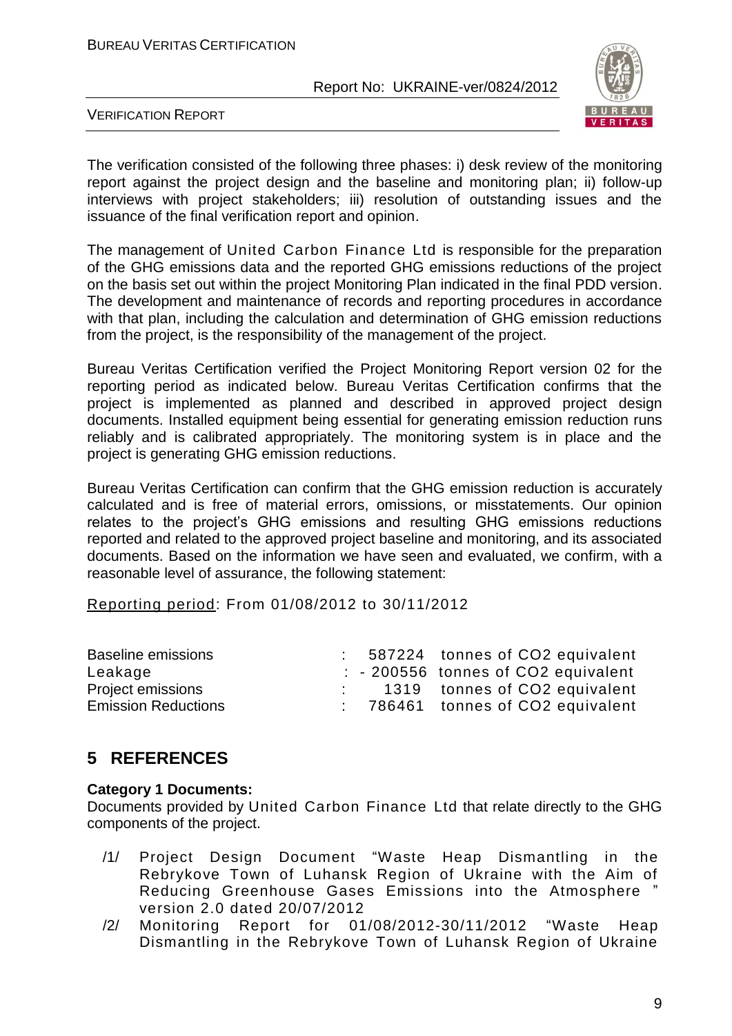The verification consisted of the following three phases: i) desk review of the monitoring report against the project design and the baseline and monitoring plan; ii) follow-up interviews with project stakeholders; iii) resolution of outstanding issues and the issuance of the final verification report and opinion.

The management of United Carbon Finance Ltd is responsible for the preparation of the GHG emissions data and the reported GHG emissions reductions of the project on the basis set out within the project Monitoring Plan indicated in the final PDD version. The development and maintenance of records and reporting procedures in accordance with that plan, including the calculation and determination of GHG emission reductions from the project, is the responsibility of the management of the project.

Bureau Veritas Certification verified the Project Monitoring Report version 02 for the reporting period as indicated below. Bureau Veritas Certification confirms that the project is implemented as planned and described in approved project design documents. Installed equipment being essential for generating emission reduction runs reliably and is calibrated appropriately. The monitoring system is in place and the project is generating GHG emission reductions.

Bureau Veritas Certification can confirm that the GHG emission reduction is accurately calculated and is free of material errors, omissions, or misstatements. Our opinion relates to the project's GHG emissions and resulting GHG emissions reductions reported and related to the approved project baseline and monitoring, and its associated documents. Based on the information we have seen and evaluated, we confirm, with a reasonable level of assurance, the following statement:

Reporting period: From 01/08/2012 to 30/11/2012

| | | | |
|---|---|---|---|
| Baseline emissions | : | 587224 | tonnes of CO2 equivalent |
| Leakage | : | - 200556 | tonnes of CO2 equivalent |
| Project emissions | : | 1319 | tonnes of CO2 equivalent |
| Emission Reductions | : | 786461 | tonnes of CO2 equivalent |

# 5 REFERENCES

**Category 1 Documents:**

Documents provided by United Carbon Finance Ltd that relate directly to the GHG components of the project.

/1/ Project Design Document "Waste Heap Dismantling in the Rebrykove Town of Luhansk Region of Ukraine with the Aim of Reducing Greenhouse Gases Emissions into the Atmosphere " version 2.0 dated 20/07/2012

/2/ Monitoring Report for 01/08/2012-30/11/2012 "Waste Heap Dismantling in the Rebrykove Town of Luhansk Region of Ukraine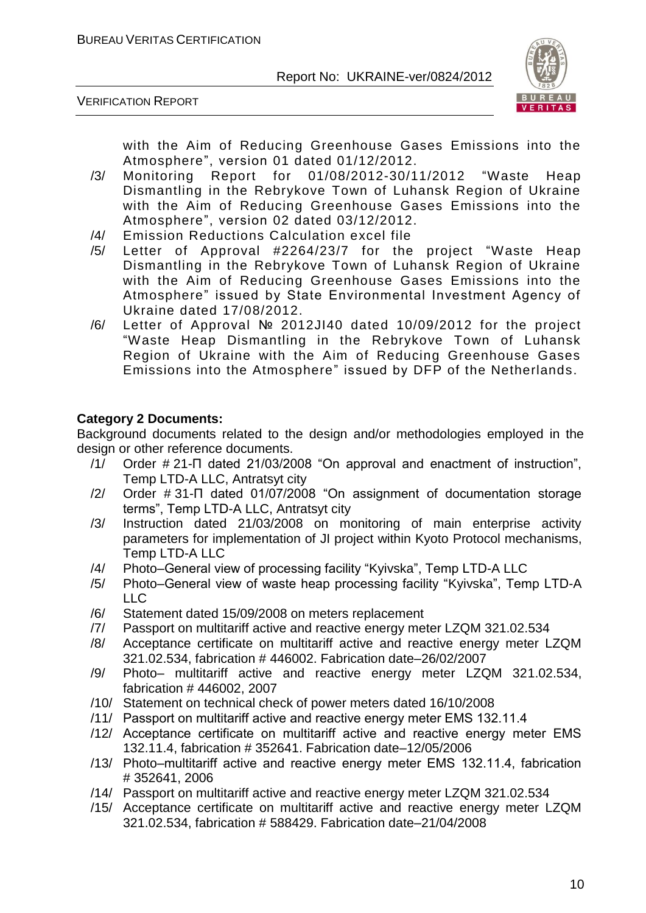with the Aim of Reducing Greenhouse Gases Emissions into the Atmosphere", version 01 dated 01/12/2012.

/3/ Monitoring Report for 01/08/2012-30/11/2012 "Waste Heap Dismantling in the Rebrykove Town of Luhansk Region of Ukraine with the Aim of Reducing Greenhouse Gases Emissions into the Atmosphere", version 02 dated 03/12/2012.

/4/ Emission Reductions Calculation excel file

/5/ Letter of Approval #2264/23/7 for the project "Waste Heap Dismantling in the Rebrykove Town of Luhansk Region of Ukraine with the Aim of Reducing Greenhouse Gases Emissions into the Atmosphere" issued by State Environmental Investment Agency of Ukraine dated 17/08/2012.

/6/ Letter of Approval № 2012JI40 dated 10/09/2012 for the project "Waste Heap Dismantling in the Rebrykove Town of Luhansk Region of Ukraine with the Aim of Reducing Greenhouse Gases Emissions into the Atmosphere" issued by DFP of the Netherlands.

**Category 2 Documents:**

Background documents related to the design and/or methodologies employed in the design or other reference documents.

/1/ Order # 21-П dated 21/03/2008 "On approval and enactment of instruction", Temp LTD-A LLC, Antratsyt city

/2/ Order # 31-П dated 01/07/2008 "On assignment of documentation storage terms", Temp LTD-A LLC, Antratsyt city

/3/ Instruction dated 21/03/2008 on monitoring of main enterprise activity parameters for implementation of JI project within Kyoto Protocol mechanisms, Temp LTD-A LLC

/4/ Photo–General view of processing facility "Kyivska", Temp LTD-A LLC

/5/ Photo–General view of waste heap processing facility "Kyivska", Temp LTD-A LLC

/6/ Statement dated 15/09/2008 on meters replacement

/7/ Passport on multitariff active and reactive energy meter LZQM 321.02.534

/8/ Acceptance certificate on multitariff active and reactive energy meter LZQM 321.02.534, fabrication # 446002. Fabrication date–26/02/2007

/9/ Photo– multitariff active and reactive energy meter LZQM 321.02.534, fabrication # 446002, 2007

/10/ Statement on technical check of power meters dated 16/10/2008

/11/ Passport on multitariff active and reactive energy meter EMS 132.11.4

/12/ Acceptance certificate on multitariff active and reactive energy meter EMS 132.11.4, fabrication # 352641. Fabrication date–12/05/2006

/13/ Photo–multitariff active and reactive energy meter EMS 132.11.4, fabrication # 352641, 2006

/14/ Passport on multitariff active and reactive energy meter LZQM 321.02.534

/15/ Acceptance certificate on multitariff active and reactive energy meter LZQM 321.02.534, fabrication # 588429. Fabrication date–21/04/2008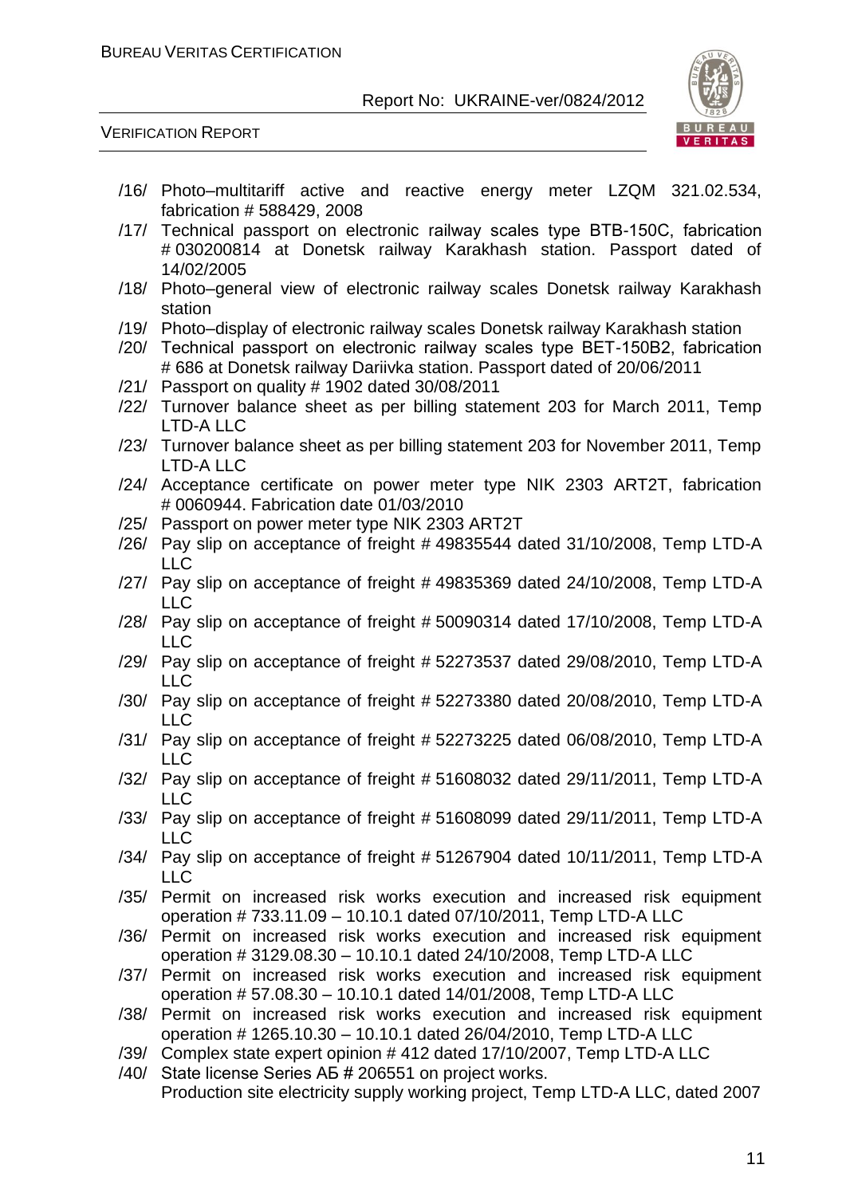/16/ Photo–multitariff active and reactive energy meter LZQM 321.02.534, fabrication # 588429, 2008

/17/ Technical passport on electronic railway scales type BTB-150C, fabrication # 030200814 at Donetsk railway Karakhash station. Passport dated of 14/02/2005

/18/ Photo–general view of electronic railway scales Donetsk railway Karakhash station

/19/ Photo–display of electronic railway scales Donetsk railway Karakhash station

/20/ Technical passport on electronic railway scales type BET-150B2, fabrication # 686 at Donetsk railway Dariivka station. Passport dated of 20/06/2011

/21/ Passport on quality # 1902 dated 30/08/2011

/22/ Turnover balance sheet as per billing statement 203 for March 2011, Temp LTD-A LLC

/23/ Turnover balance sheet as per billing statement 203 for November 2011, Temp LTD-A LLC

/24/ Acceptance certificate on power meter type NIK 2303 ART2T, fabrication # 0060944. Fabrication date 01/03/2010

/25/ Passport on power meter type NIK 2303 ART2T

/26/ Pay slip on acceptance of freight # 49835544 dated 31/10/2008, Temp LTD-A LLC

/27/ Pay slip on acceptance of freight # 49835369 dated 24/10/2008, Temp LTD-A LLC

/28/ Pay slip on acceptance of freight # 50090314 dated 17/10/2008, Temp LTD-A LLC

/29/ Pay slip on acceptance of freight # 52273537 dated 29/08/2010, Temp LTD-A LLC

/30/ Pay slip on acceptance of freight # 52273380 dated 20/08/2010, Temp LTD-A LLC

/31/ Pay slip on acceptance of freight # 52273225 dated 06/08/2010, Temp LTD-A LLC

/32/ Pay slip on acceptance of freight # 51608032 dated 29/11/2011, Temp LTD-A LLC

/33/ Pay slip on acceptance of freight # 51608099 dated 29/11/2011, Temp LTD-A LLC

/34/ Pay slip on acceptance of freight # 51267904 dated 10/11/2011, Temp LTD-A LLC

/35/ Permit on increased risk works execution and increased risk equipment operation # 733.11.09 – 10.10.1 dated 07/10/2011, Temp LTD-A LLC

/36/ Permit on increased risk works execution and increased risk equipment operation # 3129.08.30 – 10.10.1 dated 24/10/2008, Temp LTD-A LLC

/37/ Permit on increased risk works execution and increased risk equipment operation # 57.08.30 – 10.10.1 dated 14/01/2008, Temp LTD-A LLC

/38/ Permit on increased risk works execution and increased risk equipment operation # 1265.10.30 – 10.10.1 dated 26/04/2010, Temp LTD-A LLC

/39/ Complex state expert opinion # 412 dated 17/10/2007, Temp LTD-A LLC

/40/ State license Series АБ # 206551 on project works.
Production site electricity supply working project, Temp LTD-A LLC, dated 2007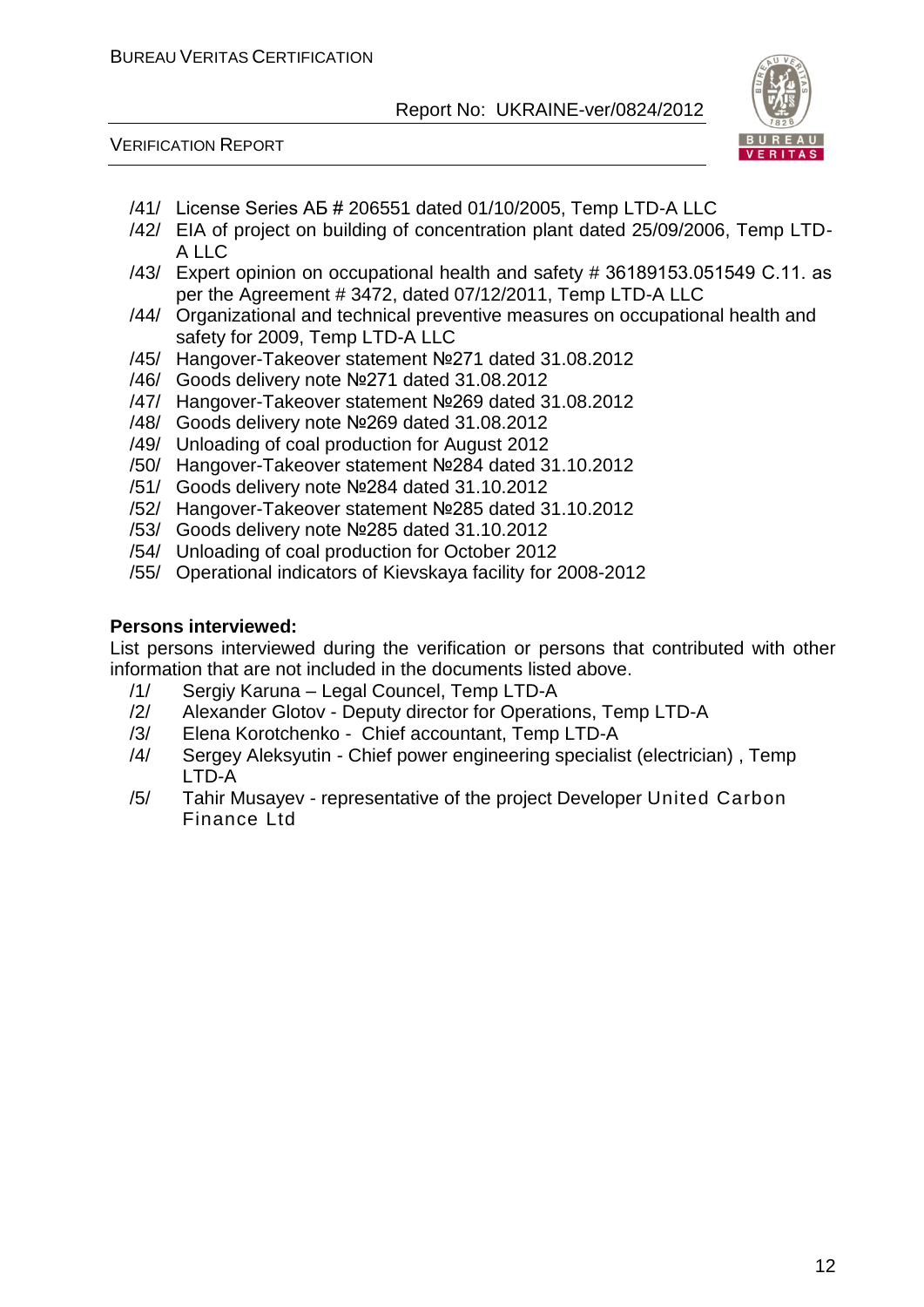/41/ License Series АБ # 206551 dated 01/10/2005, Temp LTD-A LLC
/42/ EIA of project on building of concentration plant dated 25/09/2006, Temp LTD-A LLC
/43/ Expert opinion on occupational health and safety # 36189153.051549 C.11. as per the Agreement # 3472, dated 07/12/2011, Temp LTD-A LLC
/44/ Organizational and technical preventive measures on occupational health and safety for 2009, Temp LTD-A LLC
/45/ Hangover-Takeover statement №271 dated 31.08.2012
/46/ Goods delivery note №271 dated 31.08.2012
/47/ Hangover-Takeover statement №269 dated 31.08.2012
/48/ Goods delivery note №269 dated 31.08.2012
/49/ Unloading of coal production for August 2012
/50/ Hangover-Takeover statement №284 dated 31.10.2012
/51/ Goods delivery note №284 dated 31.10.2012
/52/ Hangover-Takeover statement №285 dated 31.10.2012
/53/ Goods delivery note №285 dated 31.10.2012
/54/ Unloading of coal production for October 2012
/55/ Operational indicators of Kievskaya facility for 2008-2012

**Persons interviewed:**

List persons interviewed during the verification or persons that contributed with other information that are not included in the documents listed above.

/1/ Sergiy Karuna – Legal Councel, Temp LTD-A
/2/ Alexander Glotov - Deputy director for Operations, Temp LTD-A
/3/ Elena Korotchenko - Chief accountant, Temp LTD-A
/4/ Sergey Aleksyutin - Chief power engineering specialist (electrician) , Temp LTD-A
/5/ Tahir Musayev - representative of the project Developer United Carbon Finance Ltd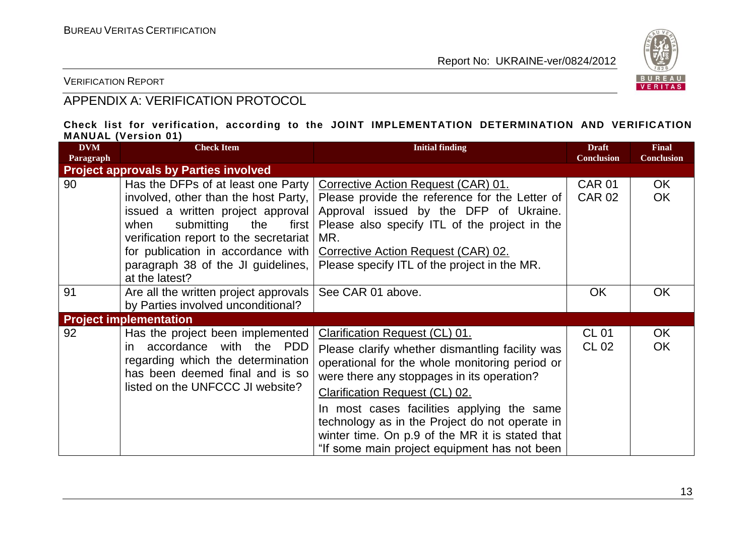VERIFICATION REPORT

## APPENDIX A: VERIFICATION PROTOCOL

**Check list for verification, according to the JOINT IMPLEMENTATION DETERMINATION AND VERIFICATION MANUAL (Version 01)**

| DVM Paragraph | Check Item | Initial finding | Draft Conclusion | Final Conclusion |
|---|---|---|---|---|
| **Project approvals by Parties involved** | | | | |
| 90 | Has the DFPs of at least one Party involved, other than the host Party, issued a written project approval when submitting the first verification report to the secretariat for publication in accordance with paragraph 38 of the JI guidelines, at the latest? | Corrective Action Request (CAR) 01.<br>Please provide the reference for the Letter of Approval issued by the DFP of Ukraine. Please also specify ITL of the project in the MR.<br>Corrective Action Request (CAR) 02.<br>Please specify ITL of the project in the MR. | CAR 01<br>CAR 02 | OK<br>OK |
| 91 | Are all the written project approvals by Parties involved unconditional? | See CAR 01 above. | OK | OK |
| **Project implementation** | | | | |
| 92 | Has the project been implemented in accordance with the PDD regarding which the determination has been deemed final and is so listed on the UNFCCC JI website? | Clarification Request (CL) 01.<br>Please clarify whether dismantling facility was operational for the whole monitoring period or were there any stoppages in its operation?<br>Clarification Request (CL) 02.<br>In most cases facilities applying the same technology as in the Project do not operate in winter time. On p.9 of the MR it is stated that "If some main project equipment has not been | CL 01<br>CL 02 | OK<br>OK |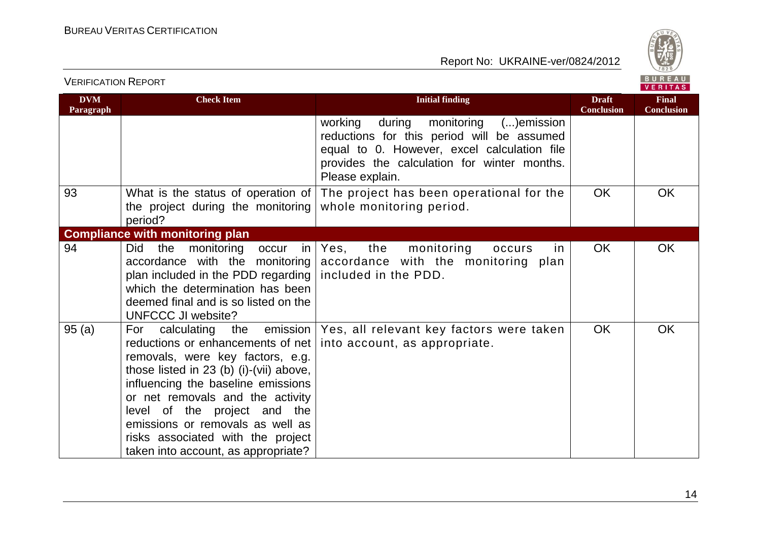| DVM Paragraph | Check Item | Initial finding | Draft Conclusion | Final Conclusion |
|---|---|---|---|---|
| | | working during monitoring (...)emission reductions for this period will be assumed equal to 0. However, excel calculation file provides the calculation for winter months. Please explain. | | |
| 93 | What is the status of operation of the project during the monitoring period? | The project has been operational for the whole monitoring period. | OK | OK |
| **Compliance with monitoring plan** | | | | |
| 94 | Did the monitoring occur in accordance with the monitoring plan included in the PDD regarding which the determination has been deemed final and is so listed on the UNFCCC JI website? | Yes, the monitoring occurs in accordance with the monitoring plan included in the PDD. | OK | OK |
| 95 (a) | For calculating the emission reductions or enhancements of net removals, were key factors, e.g. those listed in 23 (b) (i)-(vii) above, influencing the baseline emissions or net removals and the activity level of the project and the emissions or removals as well as risks associated with the project taken into account, as appropriate? | Yes, all relevant key factors were taken into account, as appropriate. | OK | OK |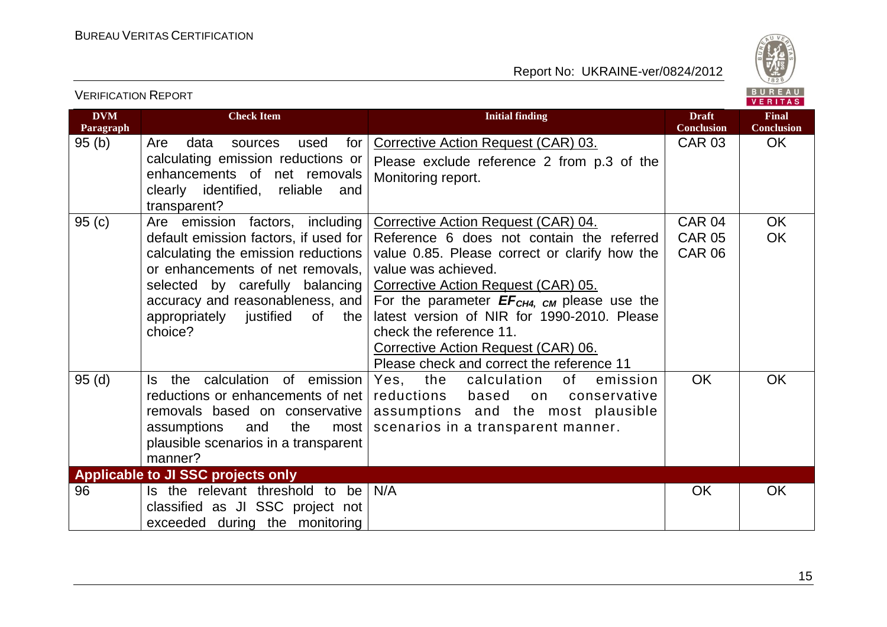| DVM Paragraph | Check Item | Initial finding | Draft Conclusion | Final Conclusion |
|---|---|---|---|---|
| 95 (b) | Are data sources used for calculating emission reductions or enhancements of net removals clearly identified, reliable and transparent? | Corrective Action Request (CAR) 03.<br>Please exclude reference 2 from p.3 of the Monitoring report. | CAR 03 | OK |
| 95 (c) | Are emission factors, including default emission factors, if used for calculating the emission reductions or enhancements of net removals, selected by carefully balancing accuracy and reasonableness, and appropriately justified of the choice? | Corrective Action Request (CAR) 04.<br>Reference 6 does not contain the referred value 0.85. Please correct or clarify how the value was achieved.<br>Corrective Action Request (CAR) 05.<br>For the parameter $EF_{CH4,\ CM}$ please use the latest version of NIR for 1990-2010. Please check the reference 11.<br>Corrective Action Request (CAR) 06.<br>Please check and correct the reference 11 | CAR 04<br>CAR 05<br>CAR 06 | OK<br>OK |
| 95 (d) | Is the calculation of emission reductions or enhancements of net removals based on conservative assumptions and the most plausible scenarios in a transparent manner? | Yes, the calculation of emission reductions based on conservative assumptions and the most plausible scenarios in a transparent manner. | OK | OK |
| **Applicable to JI SSC projects only** | | | | |
| 96 | Is the relevant threshold to be classified as JI SSC project not exceeded during the monitoring | N/A | OK | OK |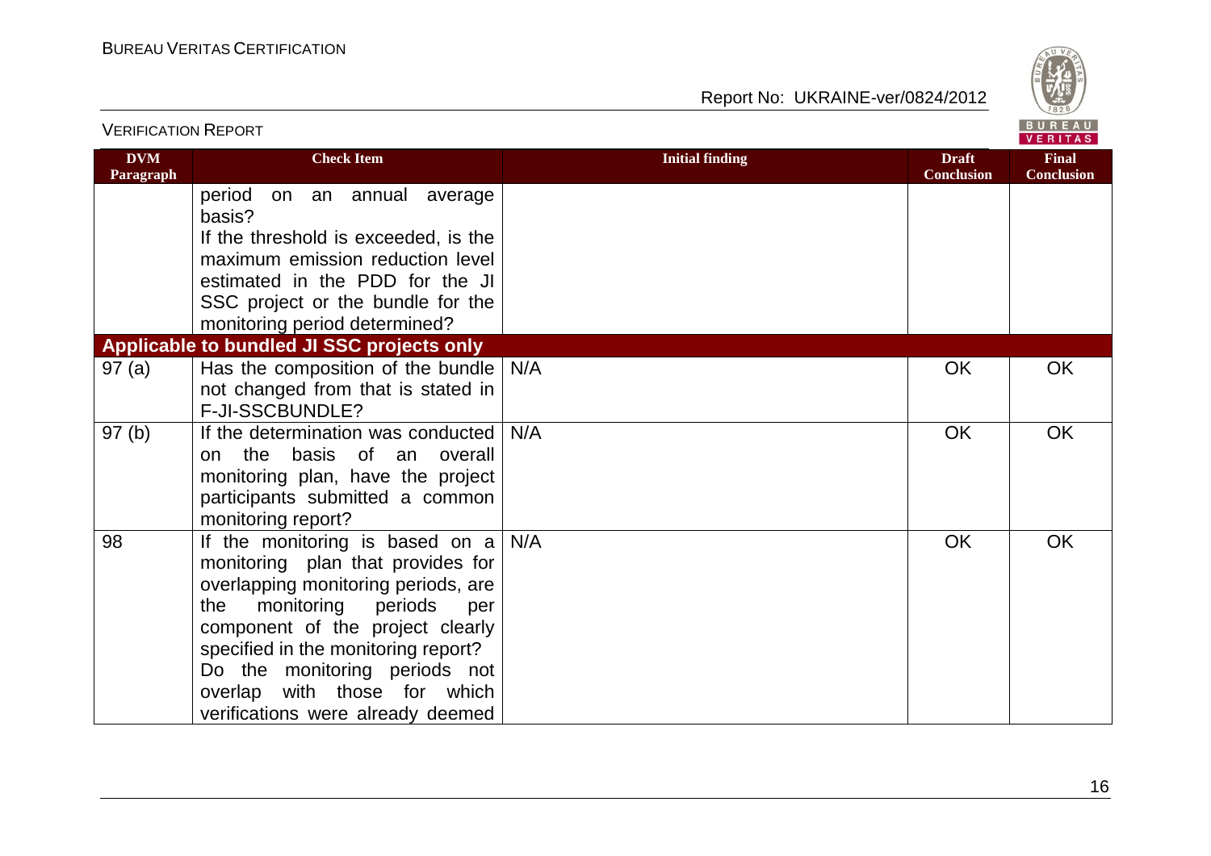| DVM Paragraph | Check Item | Initial finding | Draft Conclusion | Final Conclusion |
|---|---|---|---|---|
| | period on an annual average basis? If the threshold is exceeded, is the maximum emission reduction level estimated in the PDD for the JI SSC project or the bundle for the monitoring period determined? | | | |
| **Applicable to bundled JI SSC projects only** | | | | |
| 97 (a) | Has the composition of the bundle not changed from that is stated in F-JI-SSCBUNDLE? | N/A | OK | OK |
| 97 (b) | If the determination was conducted on the basis of an overall monitoring plan, have the project participants submitted a common monitoring report? | N/A | OK | OK |
| 98 | If the monitoring is based on a monitoring plan that provides for overlapping monitoring periods, are the monitoring periods per component of the project clearly specified in the monitoring report? Do the monitoring periods not overlap with those for which verifications were already deemed | N/A | OK | OK |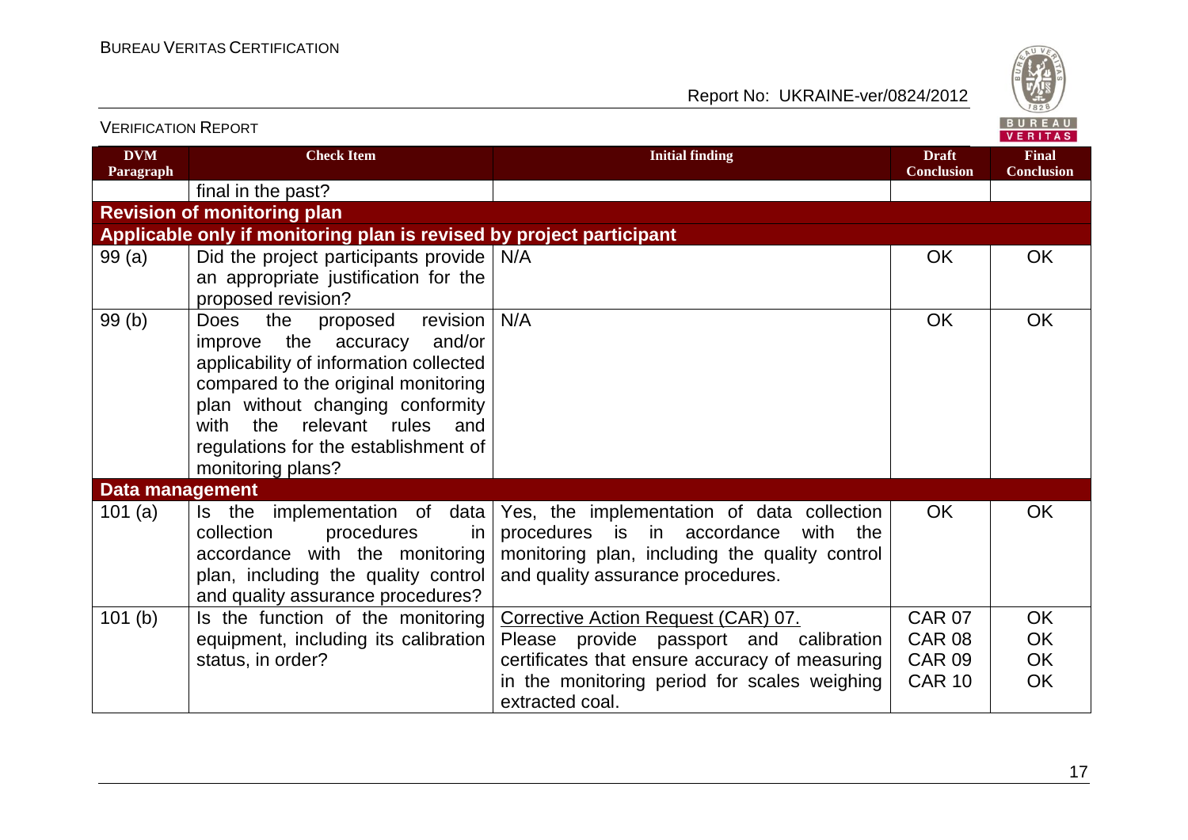| DVM Paragraph | Check Item | Initial finding | Draft Conclusion | Final Conclusion |
|---|---|---|---|---|
| | final in the past? | | | |
| **Revision of monitoring plan** | | | | |
| **Applicable only if monitoring plan is revised by project participant** | | | | |
| 99 (a) | Did the project participants provide an appropriate justification for the proposed revision? | N/A | OK | OK |
| 99 (b) | Does the proposed revision improve the accuracy and/or applicability of information collected compared to the original monitoring plan without changing conformity with the relevant rules and regulations for the establishment of monitoring plans? | N/A | OK | OK |
| **Data management** | | | | |
| 101 (a) | Is the implementation of data collection procedures in accordance with the monitoring plan, including the quality control and quality assurance procedures? | Yes, the implementation of data collection procedures is in accordance with the monitoring plan, including the quality control and quality assurance procedures. | OK | OK |
| 101 (b) | Is the function of the monitoring equipment, including its calibration status, in order? | Corrective Action Request (CAR) 07.<br>Please provide passport and calibration certificates that ensure accuracy of measuring in the monitoring period for scales weighing extracted coal. | CAR 07<br>CAR 08<br>CAR 09<br>CAR 10 | OK<br>OK<br>OK<br>OK |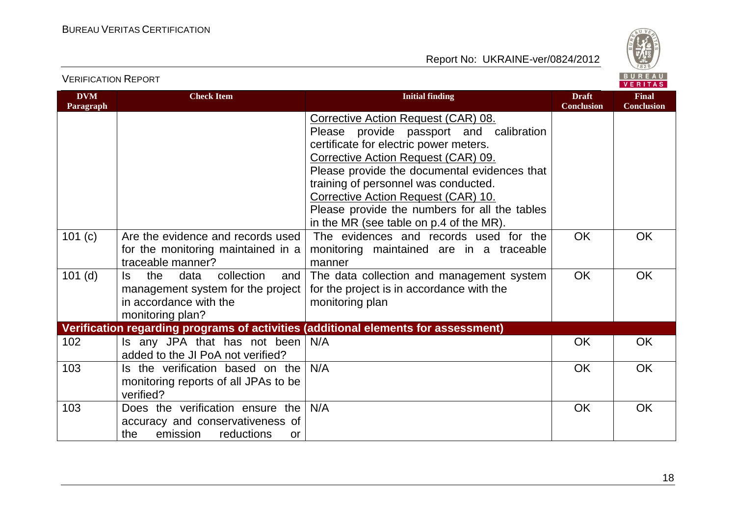| DVM Paragraph | Check Item | Initial finding | Draft Conclusion | Final Conclusion |
|---|---|---|---|---|
| | | Corrective Action Request (CAR) 08.<br>Please provide passport and calibration certificate for electric power meters.<br>Corrective Action Request (CAR) 09.<br>Please provide the documental evidences that training of personnel was conducted.<br>Corrective Action Request (CAR) 10.<br>Please provide the numbers for all the tables in the MR (see table on p.4 of the MR). | | |
| 101 (c) | Are the evidence and records used for the monitoring maintained in a traceable manner? | The evidences and records used for the monitoring maintained are in a traceable manner | OK | OK |
| 101 (d) | Is the data collection and management system for the project in accordance with the monitoring plan? | The data collection and management system for the project is in accordance with the monitoring plan | OK | OK |
| **Verification regarding programs of activities (additional elements for assessment)** | | | | |
| 102 | Is any JPA that has not been added to the JI PoA not verified? | N/A | OK | OK |
| 103 | Is the verification based on the monitoring reports of all JPAs to be verified? | N/A | OK | OK |
| 103 | Does the verification ensure the accuracy and conservativeness of the emission reductions or | N/A | OK | OK |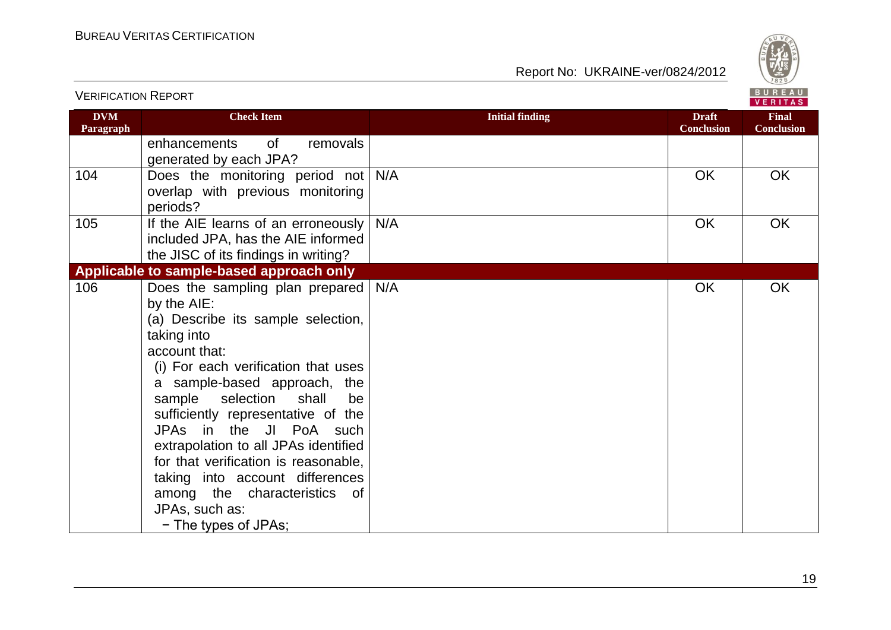VERIFICATION REPORT

| DVM Paragraph | Check Item | Initial finding | Draft Conclusion | Final Conclusion |
|---|---|---|---|---|
| | enhancements of removals generated by each JPA? | | | |
| 104 | Does the monitoring period not overlap with previous monitoring periods? | N/A | OK | OK |
| 105 | If the AIE learns of an erroneously included JPA, has the AIE informed the JISC of its findings in writing? | N/A | OK | OK |
| **Applicable to sample-based approach only** | | | | |
| 106 | Does the sampling plan prepared by the AIE:<br>(a) Describe its sample selection, taking into account that:<br>(i) For each verification that uses a sample-based approach, the sample selection shall be sufficiently representative of the JPAs in the JI PoA such extrapolation to all JPAs identified for that verification is reasonable, taking into account differences among the characteristics of JPAs, such as:<br>− The types of JPAs; | N/A | OK | OK |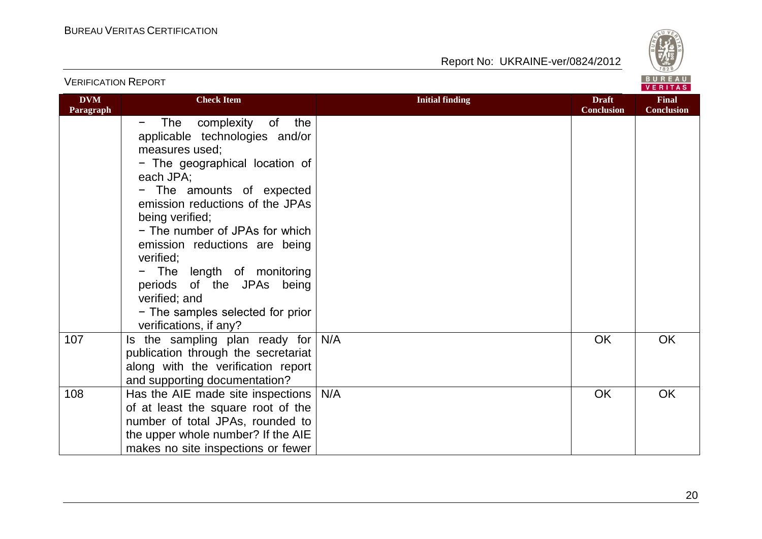| DVM Paragraph | Check Item | Initial finding | Draft Conclusion | Final Conclusion |
|---|---|---|---|---|
| | − The complexity of the applicable technologies and/or measures used;<br>− The geographical location of each JPA;<br>− The amounts of expected emission reductions of the JPAs being verified;<br>− The number of JPAs for which emission reductions are being verified;<br>− The length of monitoring periods of the JPAs being verified; and<br>− The samples selected for prior verifications, if any? | | | |
| 107 | Is the sampling plan ready for publication through the secretariat along with the verification report and supporting documentation? | N/A | OK | OK |
| 108 | Has the AIE made site inspections of at least the square root of the number of total JPAs, rounded to the upper whole number? If the AIE makes no site inspections or fewer | N/A | OK | OK |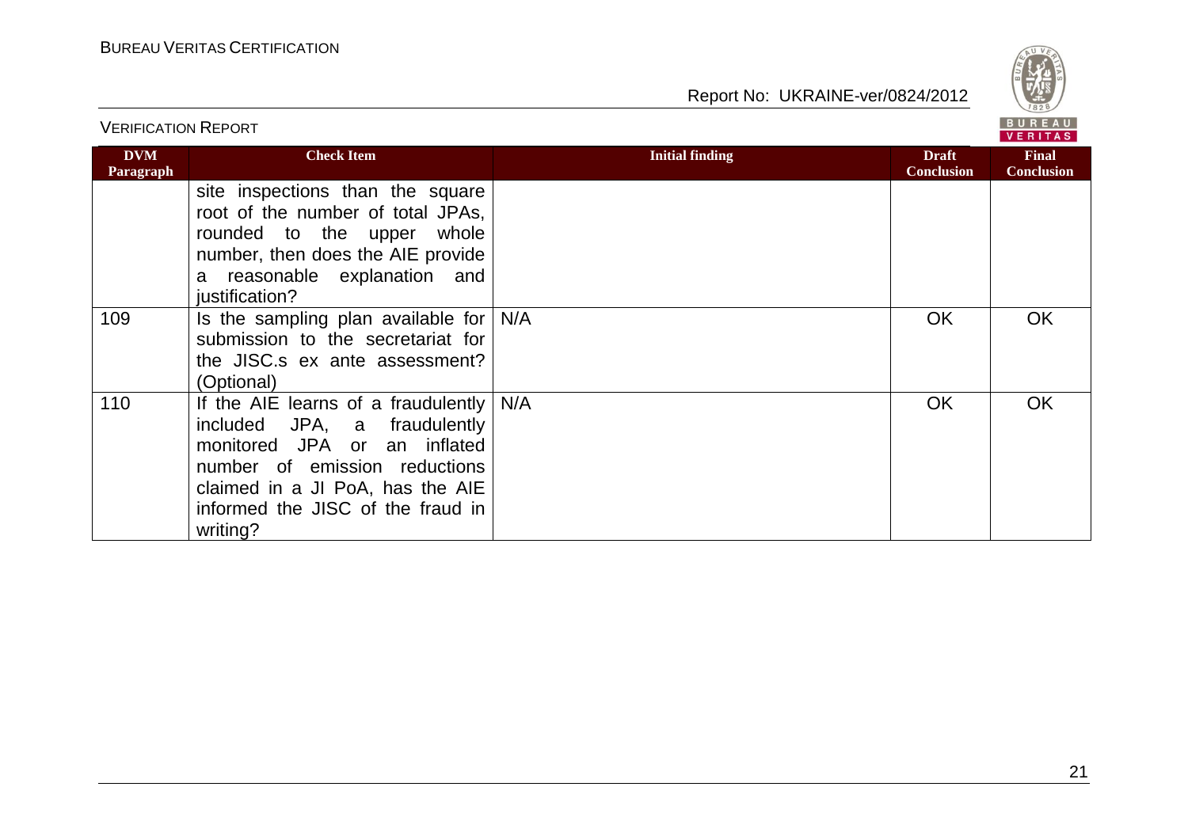| DVM Paragraph | Check Item | Initial finding | Draft Conclusion | Final Conclusion |
|---|---|---|---|---|
| | site inspections than the square root of the number of total JPAs, rounded to the upper whole number, then does the AIE provide a reasonable explanation and justification? | | | |
| 109 | Is the sampling plan available for submission to the secretariat for the JISC.s ex ante assessment? (Optional) | N/A | OK | OK |
| 110 | If the AIE learns of a fraudulently included JPA, a fraudulently monitored JPA or an inflated number of emission reductions claimed in a JI PoA, has the AIE informed the JISC of the fraud in writing? | N/A | OK | OK |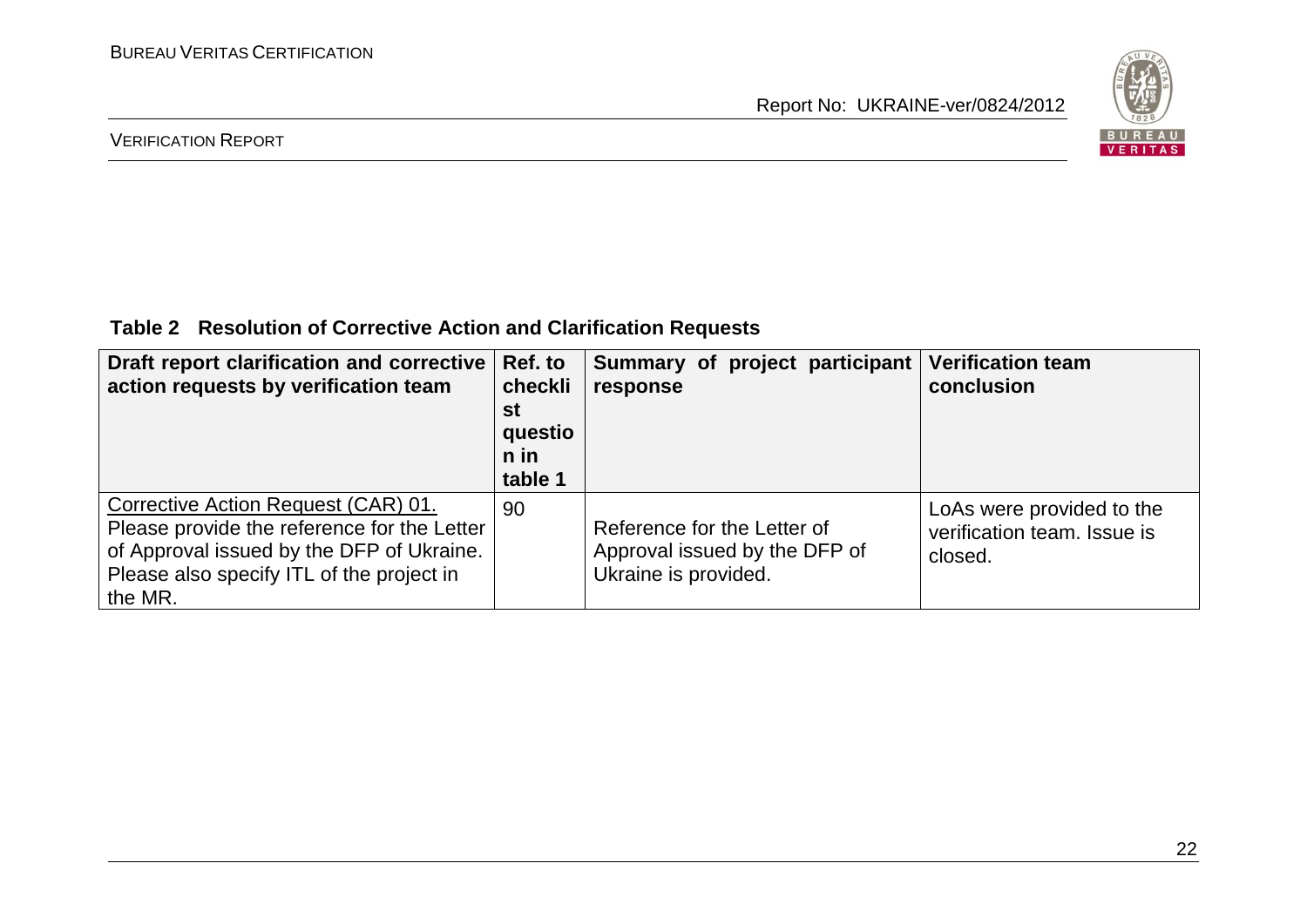**Table 2 Resolution of Corrective Action and Clarification Requests**

| Draft report clarification and corrective action requests by verification team | Ref. to checklist question in table 1 | Summary of project participant response | Verification team conclusion |
|---|---|---|---|
| Corrective Action Request (CAR) 01. Please provide the reference for the Letter of Approval issued by the DFP of Ukraine. Please also specify ITL of the project in the MR. | 90 | Reference for the Letter of Approval issued by the DFP of Ukraine is provided. | LoAs were provided to the verification team. Issue is closed. |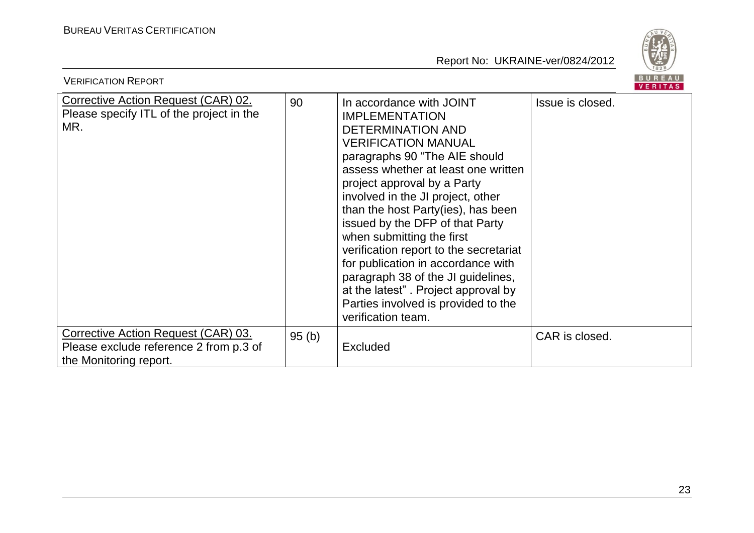| | | | |
|---|---|---|---|
| Corrective Action Request (CAR) 02. Please specify ITL of the project in the MR. | 90 | In accordance with JOINT IMPLEMENTATION DETERMINATION AND VERIFICATION MANUAL paragraphs 90 "The AIE should assess whether at least one written project approval by a Party involved in the JI project, other than the host Party(ies), has been issued by the DFP of that Party when submitting the first verification report to the secretariat for publication in accordance with paragraph 38 of the JI guidelines, at the latest" . Project approval by Parties involved is provided to the verification team. | Issue is closed. |
| Corrective Action Request (CAR) 03. Please exclude reference 2 from p.3 of the Monitoring report. | 95 (b) | Excluded | CAR is closed. |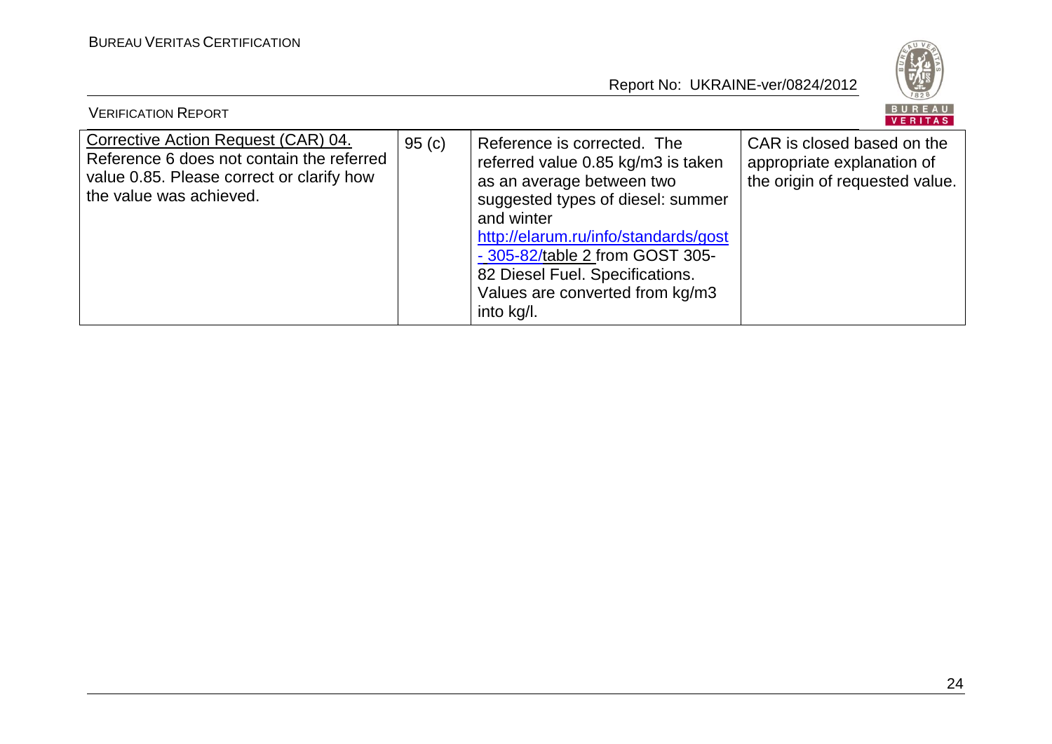| Corrective Action Request (CAR) 04. Reference 6 does not contain the referred value 0.85. Please correct or clarify how the value was achieved. | 95 (c) | Reference is corrected. The referred value 0.85 kg/m3 is taken as an average between two suggested types of diesel: summer and winter http://elarum.ru/info/standards/gost - 305-82/table 2 from GOST 305-82 Diesel Fuel. Specifications. Values are converted from kg/m3 into kg/l. | CAR is closed based on the appropriate explanation of the origin of requested value. |
|---|---|---|---|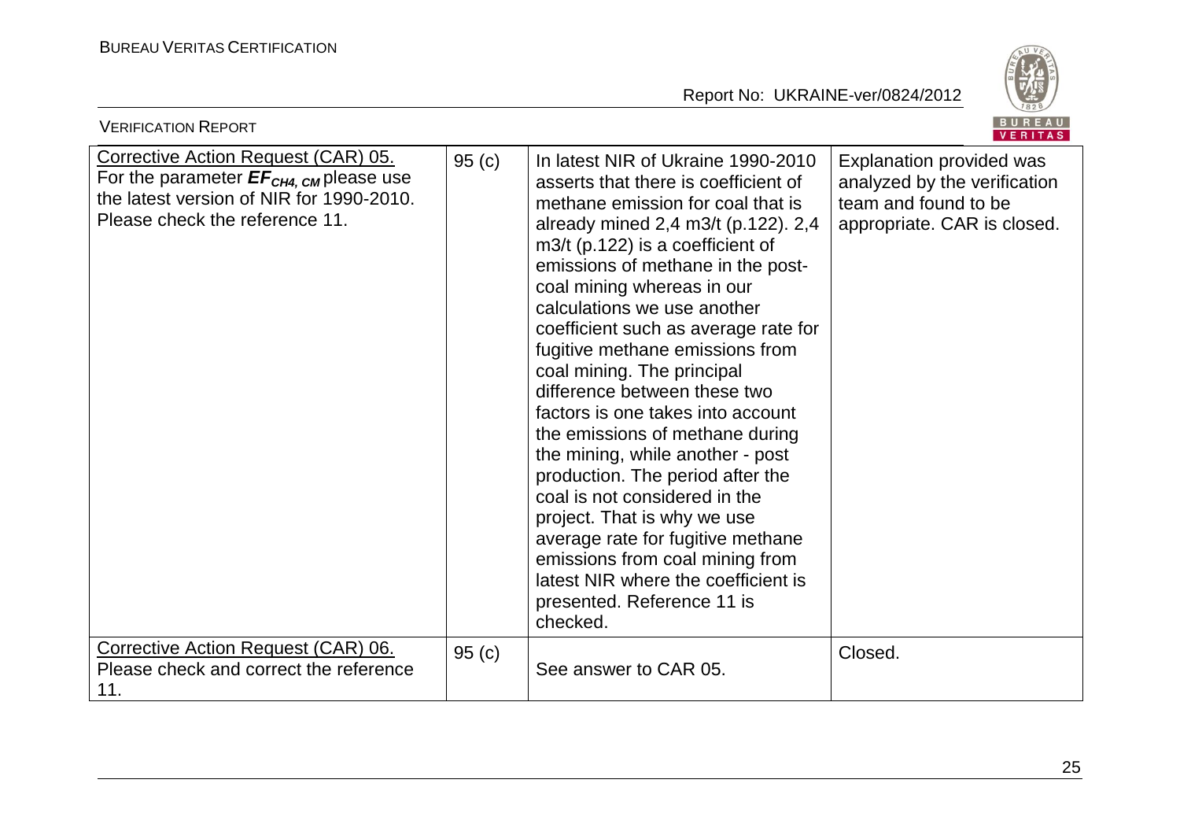| Corrective Action Request (CAR) 05. For the parameter $EF_{CH4, CM}$ please use the latest version of NIR for 1990-2010. Please check the reference 11. | 95 (c) | In latest NIR of Ukraine 1990-2010 asserts that there is coefficient of methane emission for coal that is already mined 2,4 m3/t (p.122). 2,4 m3/t (p.122) is a coefficient of emissions of methane in the post-coal mining whereas in our calculations we use another coefficient such as average rate for fugitive methane emissions from coal mining. The principal difference between these two factors is one takes into account the emissions of methane during the mining, while another - post production. The period after the coal is not considered in the project. That is why we use average rate for fugitive methane emissions from coal mining from latest NIR where the coefficient is presented. Reference 11 is checked. | Explanation provided was analyzed by the verification team and found to be appropriate. CAR is closed. |
|---|---|---|---|
| Corrective Action Request (CAR) 06. Please check and correct the reference 11. | 95 (c) | See answer to CAR 05. | Closed. |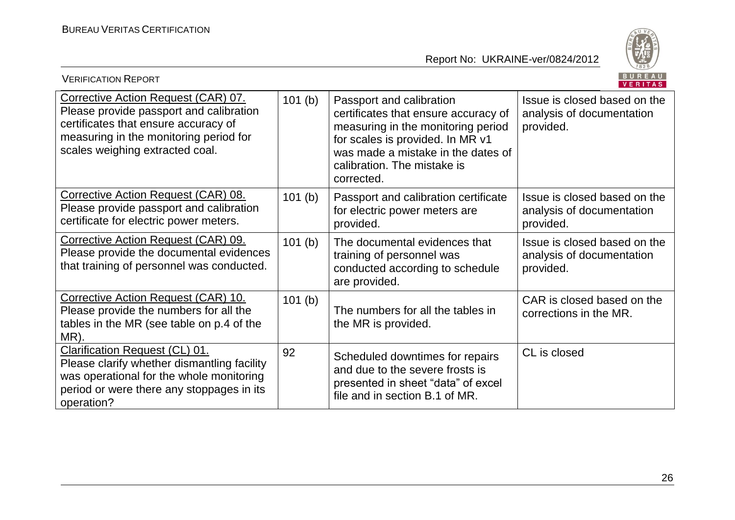| Corrective Action Request (CAR) 07. Please provide passport and calibration certificates that ensure accuracy of measuring in the monitoring period for scales weighing extracted coal. | 101 (b) | Passport and calibration certificates that ensure accuracy of measuring in the monitoring period for scales is provided. In MR v1 was made a mistake in the dates of calibration. The mistake is corrected. | Issue is closed based on the analysis of documentation provided. |
|---|---|---|---|
| Corrective Action Request (CAR) 08. Please provide passport and calibration certificate for electric power meters. | 101 (b) | Passport and calibration certificate for electric power meters are provided. | Issue is closed based on the analysis of documentation provided. |
| Corrective Action Request (CAR) 09. Please provide the documental evidences that training of personnel was conducted. | 101 (b) | The documental evidences that training of personnel was conducted according to schedule are provided. | Issue is closed based on the analysis of documentation provided. |
| Corrective Action Request (CAR) 10. Please provide the numbers for all the tables in the MR (see table on p.4 of the MR). | 101 (b) | The numbers for all the tables in the MR is provided. | CAR is closed based on the corrections in the MR. |
| Clarification Request (CL) 01. Please clarify whether dismantling facility was operational for the whole monitoring period or were there any stoppages in its operation? | 92 | Scheduled downtimes for repairs and due to the severe frosts is presented in sheet "data" of excel file and in section B.1 of MR. | CL is closed |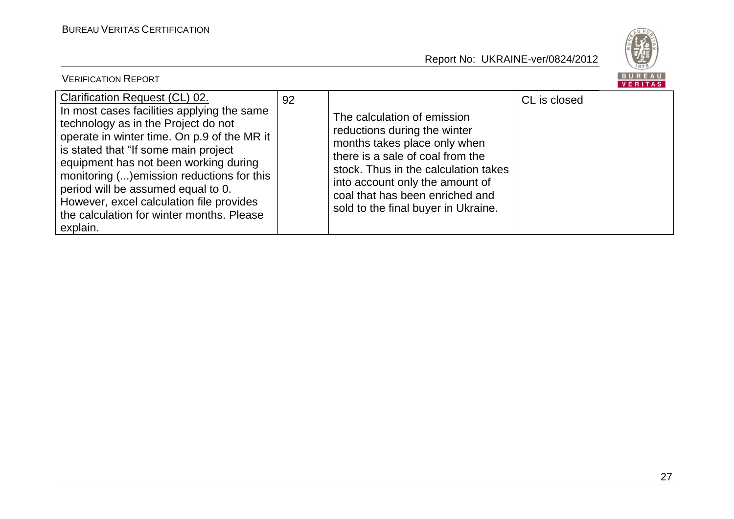| | | | |
|---|---|---|---|
| Clarification Request (CL) 02.<br>In most cases facilities applying the same technology as in the Project do not operate in winter time. On p.9 of the MR it is stated that "If some main project equipment has not been working during monitoring (...)emission reductions for this period will be assumed equal to 0. However, excel calculation file provides the calculation for winter months. Please explain. | 92 | The calculation of emission reductions during the winter months takes place only when there is a sale of coal from the stock. Thus in the calculation takes into account only the amount of coal that has been enriched and sold to the final buyer in Ukraine. | CL is closed |